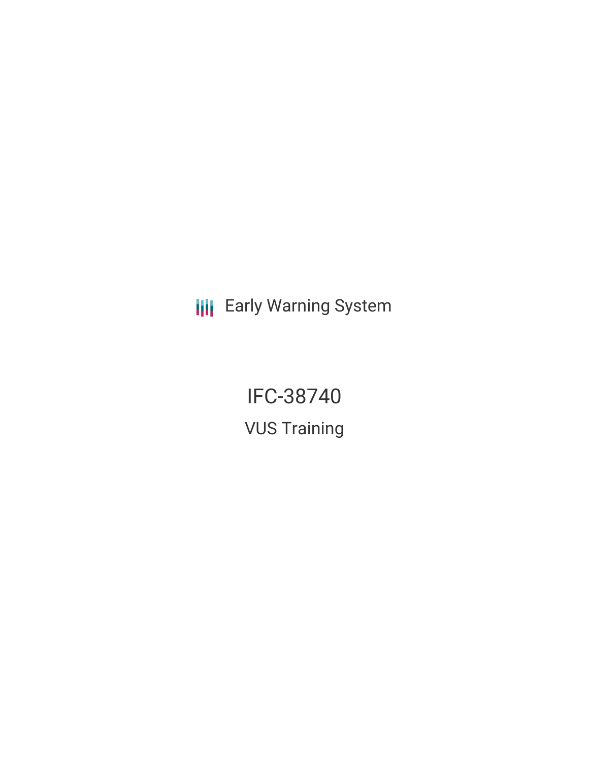Early Warning System

# IFC-38740

## VUS Training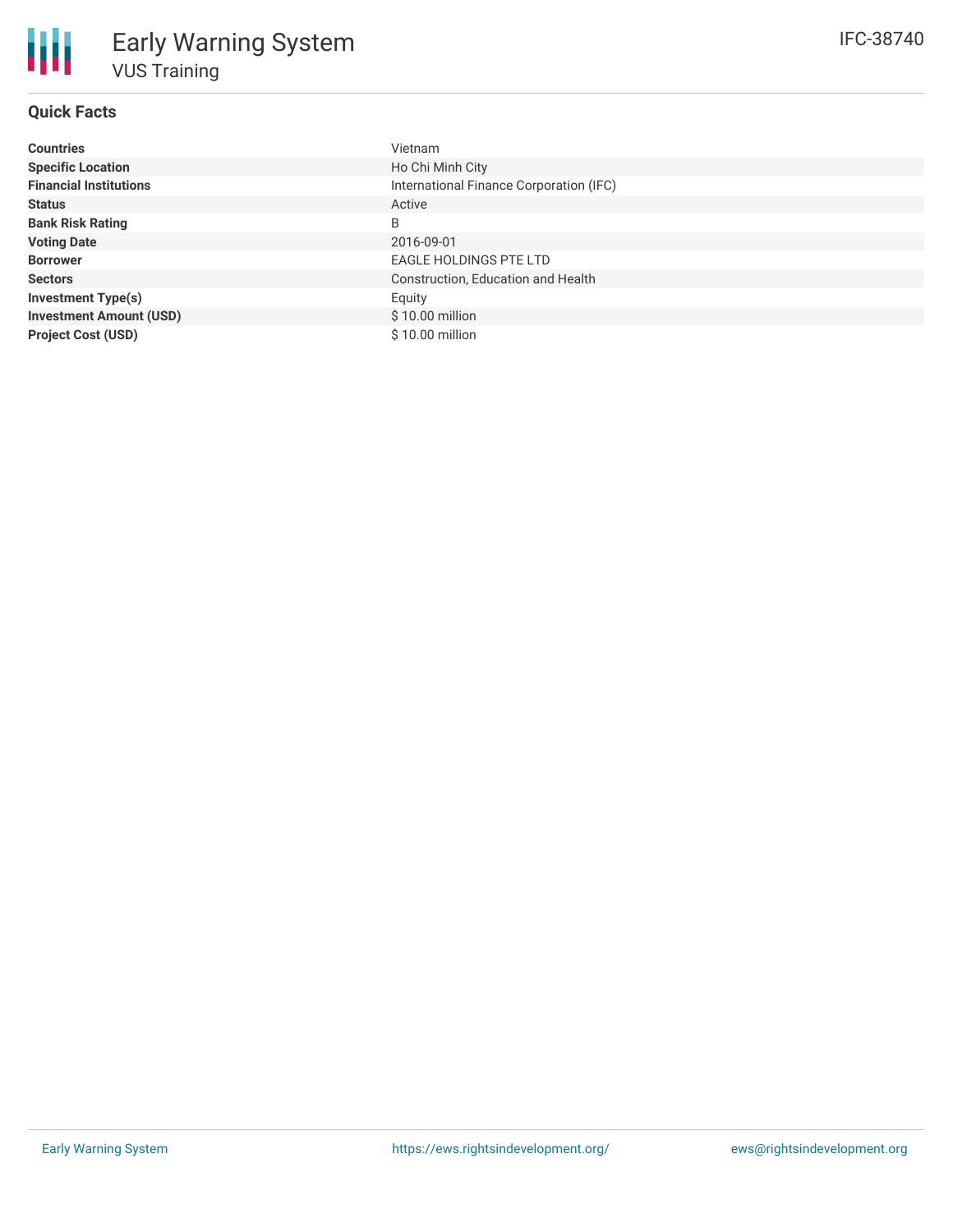# Early Warning System

## VUS Training

IFC-38740

### Quick Facts

| | |
|---|---|
| **Countries** | Vietnam |
| **Specific Location** | Ho Chi Minh City |
| **Financial Institutions** | International Finance Corporation (IFC) |
| **Status** | Active |
| **Bank Risk Rating** | B |
| **Voting Date** | 2016-09-01 |
| **Borrower** | EAGLE HOLDINGS PTE LTD |
| **Sectors** | Construction, Education and Health |
| **Investment Type(s)** | Equity |
| **Investment Amount (USD)** | $ 10.00 million |
| **Project Cost (USD)** | $ 10.00 million |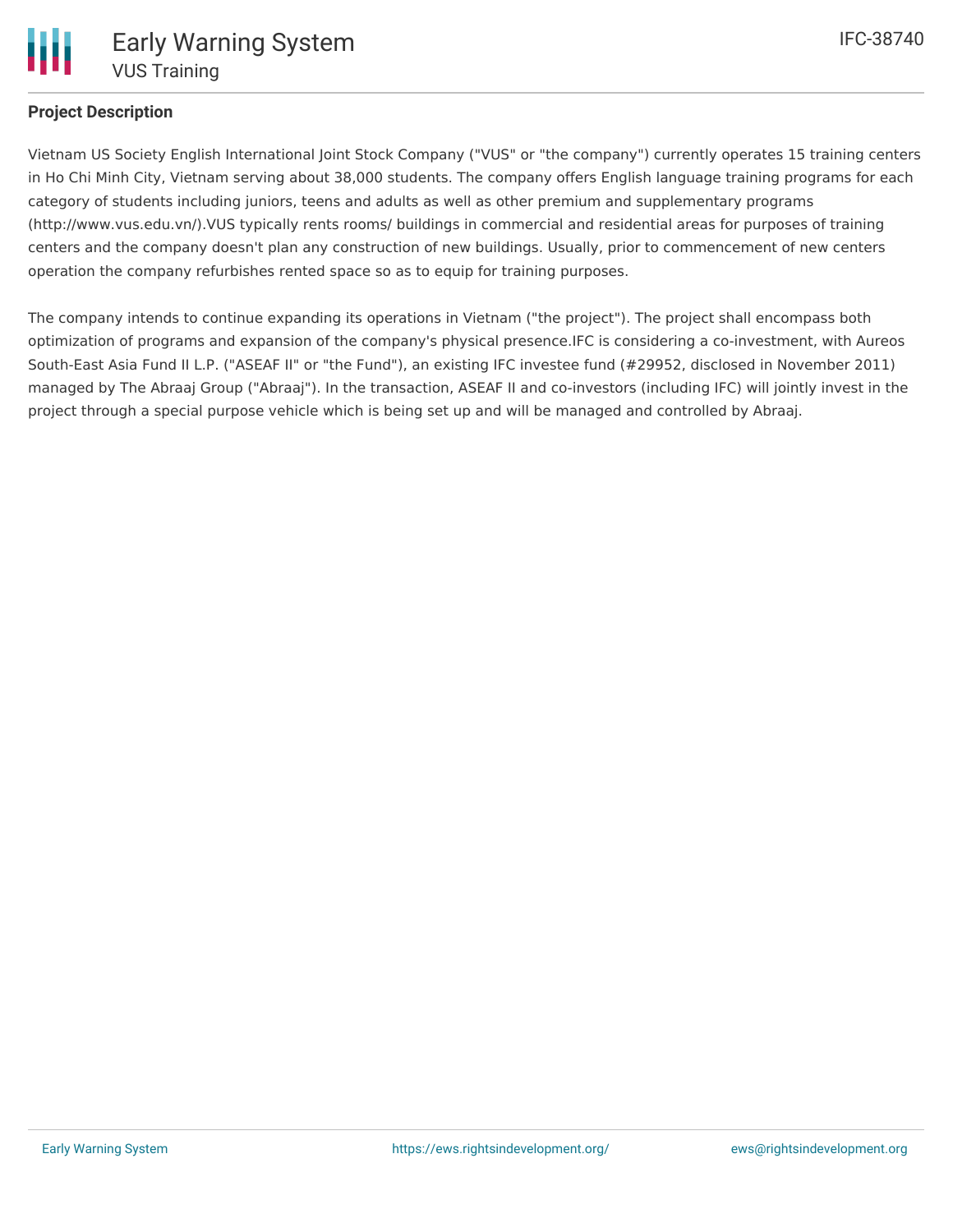## Project Description

Vietnam US Society English International Joint Stock Company ("VUS" or "the company") currently operates 15 training centers in Ho Chi Minh City, Vietnam serving about 38,000 students. The company offers English language training programs for each category of students including juniors, teens and adults as well as other premium and supplementary programs (http://www.vus.edu.vn/).VUS typically rents rooms/ buildings in commercial and residential areas for purposes of training centers and the company doesn't plan any construction of new buildings. Usually, prior to commencement of new centers operation the company refurbishes rented space so as to equip for training purposes.

The company intends to continue expanding its operations in Vietnam ("the project"). The project shall encompass both optimization of programs and expansion of the company's physical presence.IFC is considering a co-investment, with Aureos South-East Asia Fund II L.P. ("ASEAF II" or "the Fund"), an existing IFC investee fund (#29952, disclosed in November 2011) managed by The Abraaj Group ("Abraaj"). In the transaction, ASEAF II and co-investors (including IFC) will jointly invest in the project through a special purpose vehicle which is being set up and will be managed and controlled by Abraaj.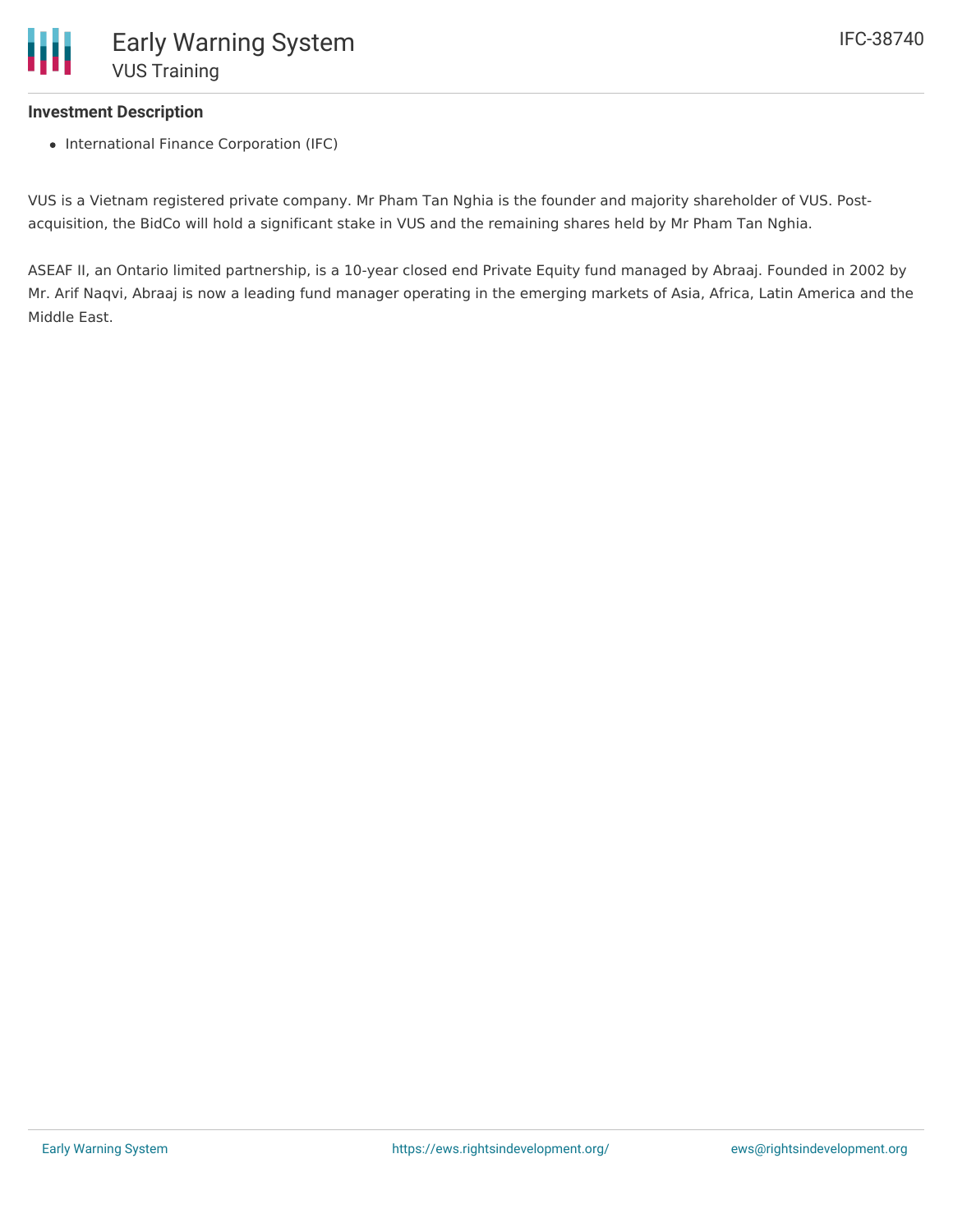### Investment Description

- International Finance Corporation (IFC)

VUS is a Vietnam registered private company. Mr Pham Tan Nghia is the founder and majority shareholder of VUS. Post-acquisition, the BidCo will hold a significant stake in VUS and the remaining shares held by Mr Pham Tan Nghia.

ASEAF II, an Ontario limited partnership, is a 10-year closed end Private Equity fund managed by Abraaj. Founded in 2002 by Mr. Arif Naqvi, Abraaj is now a leading fund manager operating in the emerging markets of Asia, Africa, Latin America and the Middle East.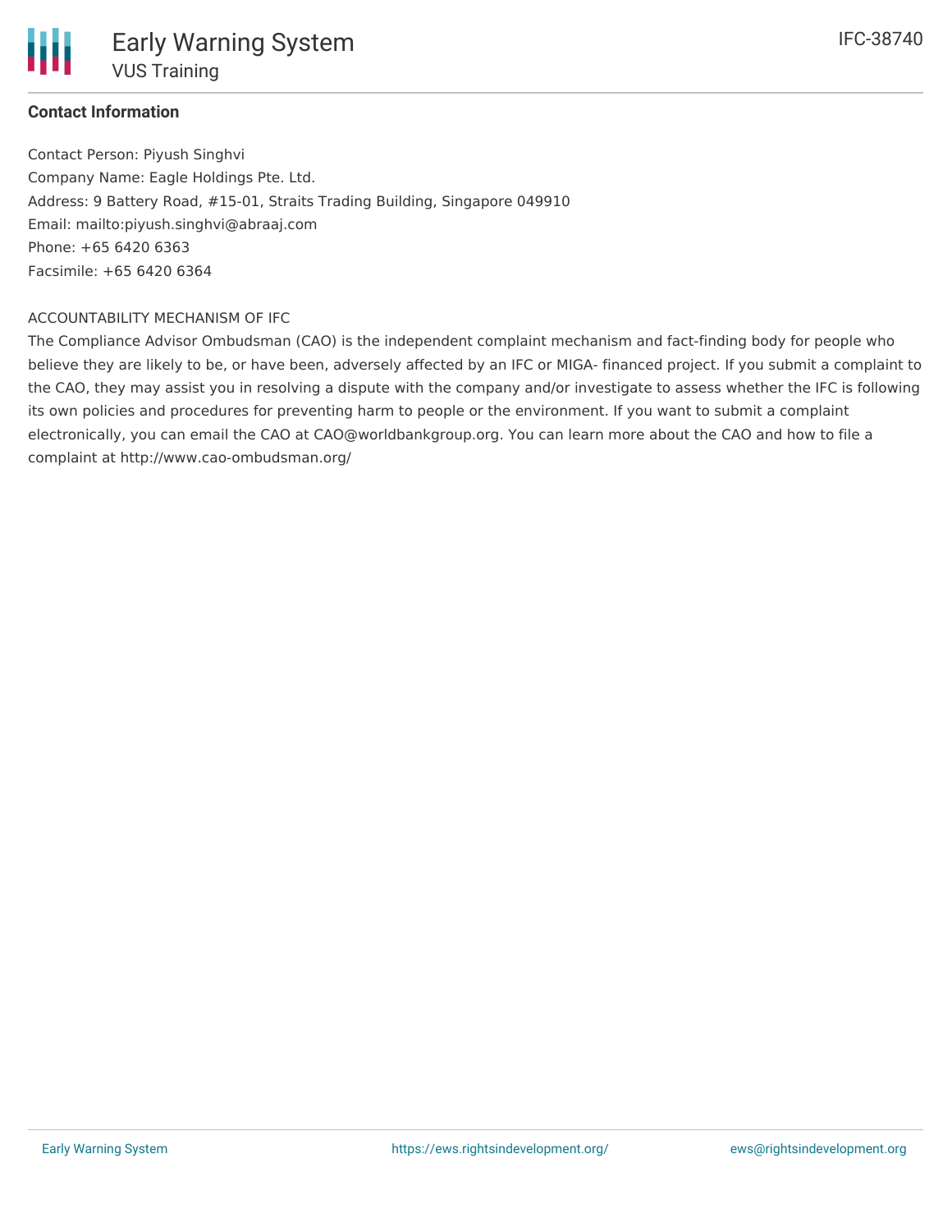**Contact Information**

Contact Person: Piyush Singhvi
Company Name: Eagle Holdings Pte. Ltd.
Address: 9 Battery Road, #15-01, Straits Trading Building, Singapore 049910
Email: mailto:piyush.singhvi@abraaj.com
Phone: +65 6420 6363
Facsimile: +65 6420 6364

ACCOUNTABILITY MECHANISM OF IFC

The Compliance Advisor Ombudsman (CAO) is the independent complaint mechanism and fact-finding body for people who believe they are likely to be, or have been, adversely affected by an IFC or MIGA- financed project. If you submit a complaint to the CAO, they may assist you in resolving a dispute with the company and/or investigate to assess whether the IFC is following its own policies and procedures for preventing harm to people or the environment. If you want to submit a complaint electronically, you can email the CAO at CAO@worldbankgroup.org. You can learn more about the CAO and how to file a complaint at http://www.cao-ombudsman.org/